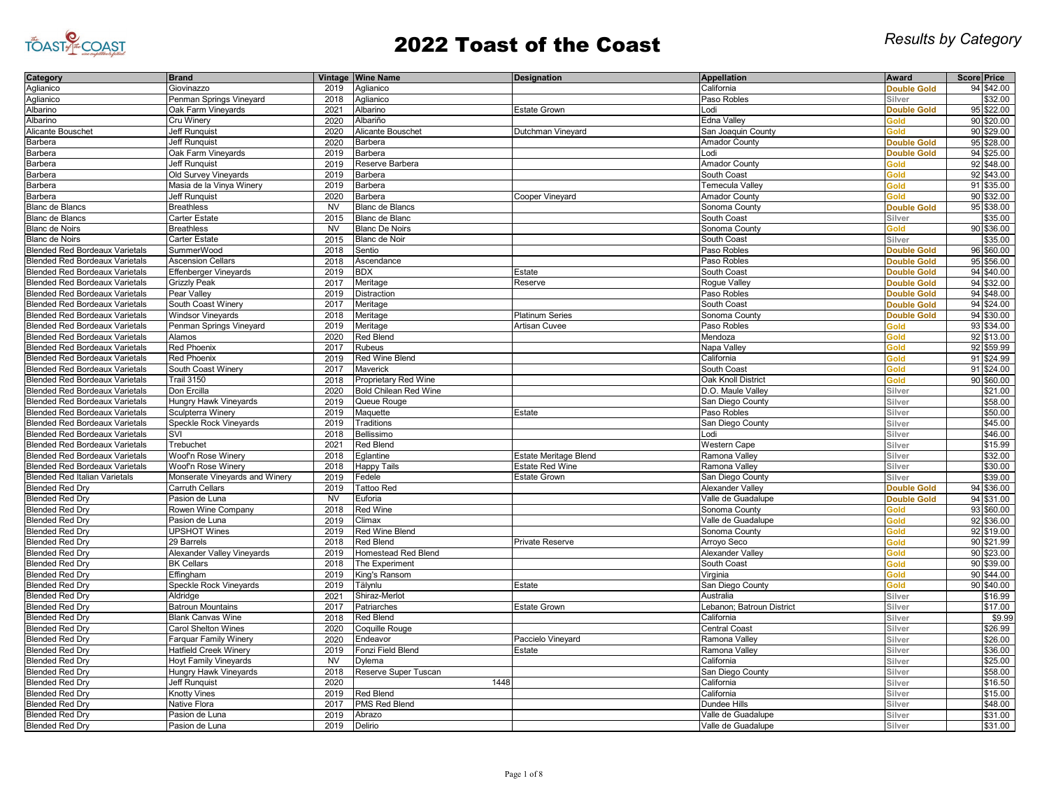# 2022 Toast of the Coast

*Results by Category*

| Category | Brand | Vintage | Wine Name | Designation | Appellation | Award | Score | Price |
|---|---|---|---|---|---|---|---|---|
| Aglianico | Giovinazzo | 2019 | Aglianico | | California | Double Gold | 94 | $42.00 |
| Aglianico | Penman Springs Vineyard | 2018 | Aglianico | | Paso Robles | Silver | | $32.00 |
| Albarino | Oak Farm Vineyards | 2021 | Albarino | Estate Grown | Lodi | Double Gold | 95 | $22.00 |
| Albarino | Cru Winery | 2020 | Albariño | | Edna Valley | Gold | 90 | $20.00 |
| Alicante Bouschet | Jeff Runquist | 2020 | Alicante Bouschet | Dutchman Vineyard | San Joaquin County | Gold | 90 | $29.00 |
| Barbera | Jeff Runquist | 2020 | Barbera | | Amador County | Double Gold | 95 | $28.00 |
| Barbera | Oak Farm Vineyards | 2019 | Barbera | | Lodi | Double Gold | 94 | $25.00 |
| Barbera | Jeff Runquist | 2019 | Reserve Barbera | | Amador County | Gold | 92 | $48.00 |
| Barbera | Old Survey Vineyards | 2019 | Barbera | | South Coast | Gold | 92 | $43.00 |
| Barbera | Masia de la Vinya Winery | 2019 | Barbera | | Temecula Valley | Gold | 91 | $35.00 |
| Barbera | Jeff Runquist | 2020 | Barbera | Cooper Vineyard | Amador County | Gold | 90 | $32.00 |
| Blanc de Blancs | Breathless | NV | Blanc de Blancs | | Sonoma County | Double Gold | 95 | $38.00 |
| Blanc de Blancs | Carter Estate | 2015 | Blanc de Blanc | | South Coast | Silver | | $35.00 |
| Blanc de Noirs | Breathless | NV | Blanc De Noirs | | Sonoma County | Gold | 90 | $36.00 |
| Blanc de Noirs | Carter Estate | 2015 | Blanc de Noir | | South Coast | Silver | | $35.00 |
| Blended Red Bordeaux Varietals | SummerWood | 2018 | Sentio | | Paso Robles | Double Gold | 96 | $60.00 |
| Blended Red Bordeaux Varietals | Ascension Cellars | 2018 | Ascendance | | Paso Robles | Double Gold | 95 | $56.00 |
| Blended Red Bordeaux Varietals | Effenberger Vineyards | 2019 | BDX | Estate | South Coast | Double Gold | 94 | $40.00 |
| Blended Red Bordeaux Varietals | Grizzly Peak | 2017 | Meritage | Reserve | Rogue Valley | Double Gold | 94 | $32.00 |
| Blended Red Bordeaux Varietals | Pear Valley | 2019 | Distraction | | Paso Robles | Double Gold | 94 | $48.00 |
| Blended Red Bordeaux Varietals | South Coast Winery | 2017 | Meritage | | South Coast | Double Gold | 94 | $24.00 |
| Blended Red Bordeaux Varietals | Windsor Vineyards | 2018 | Meritage | Platinum Series | Sonoma County | Double Gold | 94 | $30.00 |
| Blended Red Bordeaux Varietals | Penman Springs Vineyard | 2019 | Meritage | Artisan Cuvee | Paso Robles | Gold | 93 | $34.00 |
| Blended Red Bordeaux Varietals | Alamos | 2020 | Red Blend | | Mendoza | Gold | 92 | $13.00 |
| Blended Red Bordeaux Varietals | Red Phoenix | 2017 | Rubeus | | Napa Valley | Gold | 92 | $59.99 |
| Blended Red Bordeaux Varietals | Red Phoenix | 2019 | Red Wine Blend | | California | Gold | 91 | $24.99 |
| Blended Red Bordeaux Varietals | South Coast Winery | 2017 | Maverick | | South Coast | Gold | 91 | $24.00 |
| Blended Red Bordeaux Varietals | Trail 3150 | 2018 | Proprietary Red Wine | | Oak Knoll District | Gold | 90 | $60.00 |
| Blended Red Bordeaux Varietals | Don Ercilla | 2020 | Bold Chilean Red Wine | | D.O. Maule Valley | Silver | | $21.00 |
| Blended Red Bordeaux Varietals | Hungry Hawk Vineyards | 2019 | Queue Rouge | | San Diego County | Silver | | $58.00 |
| Blended Red Bordeaux Varietals | Sculpterra Winery | 2019 | Maquette | Estate | Paso Robles | Silver | | $50.00 |
| Blended Red Bordeaux Varietals | Speckle Rock Vineyards | 2019 | Traditions | | San Diego County | Silver | | $45.00 |
| Blended Red Bordeaux Varietals | SVI | 2018 | Bellissimo | | Lodi | Silver | | $46.00 |
| Blended Red Bordeaux Varietals | Trebuchet | 2021 | Red Blend | | Western Cape | Silver | | $15.99 |
| Blended Red Bordeaux Varietals | Woof'n Rose Winery | 2018 | Eglantine | Estate Meritage Blend | Ramona Valley | Silver | | $32.00 |
| Blended Red Bordeaux Varietals | Woof'n Rose Winery | 2018 | Happy Tails | Estate Red Wine | Ramona Valley | Silver | | $30.00 |
| Blended Red Italian Varietals | Monserate Vineyards and Winery | 2019 | Fedele | Estate Grown | San Diego County | Silver | | $39.00 |
| Blended Red Dry | Carruth Cellars | 2019 | Tattoo Red | | Alexander Valley | Double Gold | 94 | $36.00 |
| Blended Red Dry | Pasion de Luna | NV | Euforia | | Valle de Guadalupe | Double Gold | 94 | $31.00 |
| Blended Red Dry | Rowen Wine Company | 2018 | Red Wine | | Sonoma County | Gold | 93 | $60.00 |
| Blended Red Dry | Pasion de Luna | 2019 | Climax | | Valle de Guadalupe | Gold | 92 | $36.00 |
| Blended Red Dry | UPSHOT Wines | 2019 | Red Wine Blend | | Sonoma County | Gold | 92 | $19.00 |
| Blended Red Dry | 29 Barrels | 2018 | Red Blend | Private Reserve | Arroyo Seco | Gold | 90 | $21.99 |
| Blended Red Dry | Alexander Valley Vineyards | 2019 | Homestead Red Blend | | Alexander Valley | Gold | 90 | $23.00 |
| Blended Red Dry | BK Cellars | 2018 | The Experiment | | South Coast | Gold | 90 | $39.00 |
| Blended Red Dry | Effingham | 2019 | King's Ransom | | Virginia | Gold | 90 | $44.00 |
| Blended Red Dry | Speckle Rock Vineyards | 2019 | Tālynlu | Estate | San Diego County | Gold | 90 | $40.00 |
| Blended Red Dry | Aldridge | 2021 | Shiraz-Merlot | | Australia | Silver | | $16.99 |
| Blended Red Dry | Batroun Mountains | 2017 | Patriarches | Estate Grown | Lebanon; Batroun District | Silver | | $17.00 |
| Blended Red Dry | Blank Canvas Wine | 2018 | Red Blend | | California | Silver | | $9.99 |
| Blended Red Dry | Carol Shelton Wines | 2020 | Coquille Rouge | | Central Coast | Silver | | $26.99 |
| Blended Red Dry | Farquar Family Winery | 2020 | Endeavor | Paccielo Vineyard | Ramona Valley | Silver | | $26.00 |
| Blended Red Dry | Hatfield Creek Winery | 2019 | Fonzi Field Blend | Estate | Ramona Valley | Silver | | $36.00 |
| Blended Red Dry | Hoyt Family Vineyards | NV | Dylema | | California | Silver | | $25.00 |
| Blended Red Dry | Hungry Hawk Vineyards | 2018 | Reserve Super Tuscan | | San Diego County | Silver | | $58.00 |
| Blended Red Dry | Jeff Runquist | 2020 | 1448 | | California | Silver | | $16.50 |
| Blended Red Dry | Knotty Vines | 2019 | Red Blend | | California | Silver | | $15.00 |
| Blended Red Dry | Native Flora | 2017 | PMS Red Blend | | Dundee Hills | Silver | | $48.00 |
| Blended Red Dry | Pasion de Luna | 2019 | Abrazo | | Valle de Guadalupe | Silver | | $31.00 |
| Blended Red Dry | Pasion de Luna | 2019 | Delirio | | Valle de Guadalupe | Silver | | $31.00 |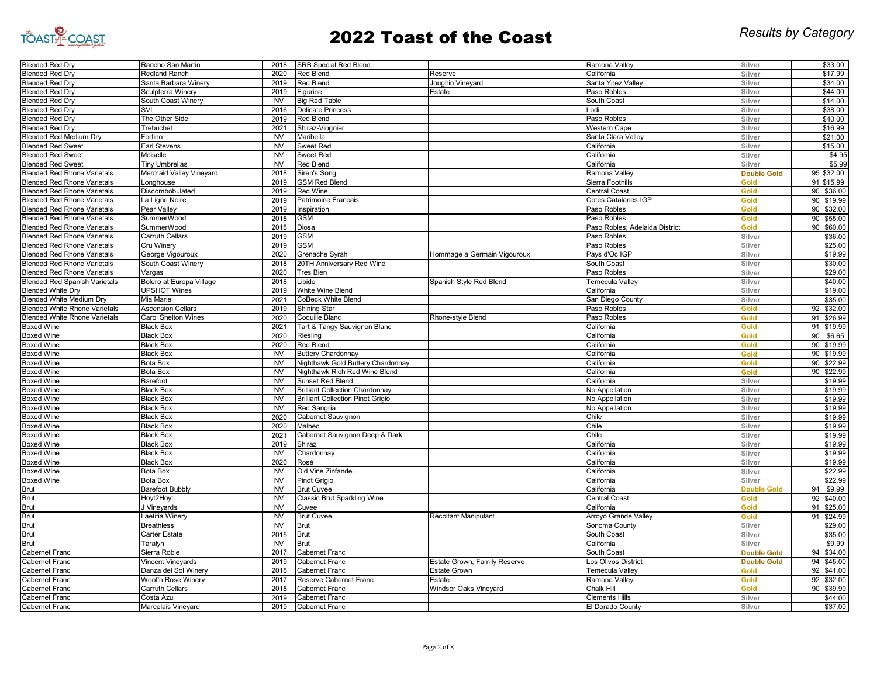# 2022 Toast of the Coast

*Results by Category*

| Category | Winery | Vintage | Wine | Designation | Appellation | Award | Score | Price |
|---|---|---|---|---|---|---|---|---|
| Blended Red Dry | Rancho San Martin | 2018 | SRB Special Red Blend | | Ramona Valley | Silver | | $33.00 |
| Blended Red Dry | Redland Ranch | 2020 | Red Blend | Reserve | California | Silver | | $17.99 |
| Blended Red Dry | Santa Barbara Winery | 2019 | Red Blend | Joughin Vineyard | Santa Ynez Valley | Silver | | $34.00 |
| Blended Red Dry | Sculpterra Winery | 2019 | Figurine | Estate | Paso Robles | Silver | | $44.00 |
| Blended Red Dry | South Coast Winery | NV | Big Red Table | | South Coast | Silver | | $14.00 |
| Blended Red Dry | SVI | 2016 | Delicate Princess | | Lodi | Silver | | $38.00 |
| Blended Red Dry | The Other Side | 2019 | Red Blend | | Paso Robles | Silver | | $40.00 |
| Blended Red Dry | Trebuchet | 2021 | Shiraz-Viognier | | Western Cape | Silver | | $16.99 |
| Blended Red Medium Dry | Fortino | NV | Maribella | | Santa Clara Valley | Silver | | $21.00 |
| Blended Red Sweet | Earl Stevens | NV | Sweet Red | | California | Silver | | $15.00 |
| Blended Red Sweet | Moiselle | NV | Sweet Red | | California | Silver | | $4.95 |
| Blended Red Sweet | Tiny Umbrellas | NV | Red Blend | | California | Silver | | $5.99 |
| Blended Red Rhone Varietals | Mermaid Valley Vineyard | 2018 | Siren's Song | | Ramona Valley | Double Gold | 95 | $32.00 |
| Blended Red Rhone Varietals | Longhouse | 2019 | GSM Red Blend | | Sierra Foothills | Gold | 91 | $15.99 |
| Blended Red Rhone Varietals | Discombobulated | 2019 | Red Wine | | Central Coast | Gold | 90 | $36.00 |
| Blended Red Rhone Varietals | La Ligne Noire | 2019 | Patrimoine Francais | | Cotes Catalanes IGP | Gold | 90 | $19.99 |
| Blended Red Rhone Varietals | Pear Valley | 2019 | Inspiration | | Paso Robles | Gold | 90 | $32.00 |
| Blended Red Rhone Varietals | SummerWood | 2018 | GSM | | Paso Robles | Gold | 90 | $55.00 |
| Blended Red Rhone Varietals | SummerWood | 2018 | Diosa | | Paso Robles; Adelaida District | Gold | 90 | $60.00 |
| Blended Red Rhone Varietals | Carruth Cellars | 2019 | GSM | | Paso Robles | Silver | | $36.00 |
| Blended Red Rhone Varietals | Cru Winery | 2019 | GSM | | Paso Robles | Silver | | $25.00 |
| Blended Red Rhone Varietals | George Vigouroux | 2020 | Grenache Syrah | Hommage a Germain Vigouroux | Pays d'Oc IGP | Silver | | $19.99 |
| Blended Red Rhone Varietals | South Coast Winery | 2018 | 20TH Anniversary Red Wine | | South Coast | Silver | | $30.00 |
| Blended Red Rhone Varietals | Vargas | 2020 | Tres Bien | | Paso Robles | Silver | | $29.00 |
| Blended Red Spanish Varietals | Bolero at Europa Village | 2018 | Libido | Spanish Style Red Blend | Temecula Valley | Silver | | $40.00 |
| Blended White Dry | UPSHOT Wines | 2019 | White Wine Blend | | California | Silver | | $19.00 |
| Blended White Medium Dry | Mia Marie | 2021 | CoBeck White Blend | | San Diego County | Silver | | $35.00 |
| Blended White Rhone Varietals | Ascension Cellars | 2019 | Shining Star | | Paso Robles | Gold | 92 | $32.00 |
| Blended White Rhone Varietals | Carol Shelton Wines | 2020 | Coquille Blanc | Rhone-style Blend | Paso Robles | Gold | 91 | $26.99 |
| Boxed Wine | Black Box | 2021 | Tart & Tangy Sauvignon Blanc | | California | Gold | 91 | $19.99 |
| Boxed Wine | Black Box | 2020 | Riesling | | California | Gold | 90 | $6.65 |
| Boxed Wine | Black Box | 2020 | Red Blend | | California | Gold | 90 | $19.99 |
| Boxed Wine | Black Box | NV | Buttery Chardonnay | | California | Gold | 90 | $19.99 |
| Boxed Wine | Bota Box | NV | Nighthawk Gold Buttery Chardonnay | | California | Gold | 90 | $22.99 |
| Boxed Wine | Bota Box | NV | Nighthawk Rich Red Wine Blend | | California | Gold | 90 | $22.99 |
| Boxed Wine | Barefoot | NV | Sunset Red Blend | | California | Silver | | $19.99 |
| Boxed Wine | Black Box | NV | Brilliant Collection Chardonnay | | No Appellation | Silver | | $19.99 |
| Boxed Wine | Black Box | NV | Brilliant Collection Pinot Grigio | | No Appellation | Silver | | $19.99 |
| Boxed Wine | Black Box | NV | Red Sangria | | No Appellation | Silver | | $19.99 |
| Boxed Wine | Black Box | 2020 | Cabernet Sauvignon | | Chile | Silver | | $19.99 |
| Boxed Wine | Black Box | 2020 | Malbec | | Chile | Silver | | $19.99 |
| Boxed Wine | Black Box | 2021 | Cabernet Sauvignon Deep & Dark | | Chile | Silver | | $19.99 |
| Boxed Wine | Black Box | 2019 | Shiraz | | California | Silver | | $19.99 |
| Boxed Wine | Black Box | NV | Chardonnay | | California | Silver | | $19.99 |
| Boxed Wine | Black Box | 2020 | Rosé | | California | Silver | | $19.99 |
| Boxed Wine | Bota Box | NV | Old Vine Zinfandel | | California | Silver | | $22.99 |
| Boxed Wine | Bota Box | NV | Pinot Grigio | | California | Silver | | $22.99 |
| Brut | Barefoot Bubbly | NV | Brut Cuvee | | California | Double Gold | 94 | $9.99 |
| Brut | Hoyt2Hoyt | NV | Classic Brut Sparkling Wine | | Central Coast | Gold | 92 | $40.00 |
| Brut | J Vineyards | NV | Cuvee | | California | Gold | 91 | $25.00 |
| Brut | Laetitia Winery | NV | Brut Cuvee | Récoltant Manipulant | Arroyo Grande Valley | Gold | 91 | $24.99 |
| Brut | Breathless | NV | Brut | | Sonoma County | Silver | | $29.00 |
| Brut | Carter Estate | 2015 | Brut | | South Coast | Silver | | $35.00 |
| Brut | Taralyn | NV | Brut | | California | Silver | | $9.99 |
| Cabernet Franc | Sierra Roble | 2017 | Cabernet Franc | | South Coast | Double Gold | 94 | $34.00 |
| Cabernet Franc | Vincent Vineyards | 2019 | Cabernet Franc | Estate Grown, Family Reserve | Los Olivos District | Double Gold | 94 | $45.00 |
| Cabernet Franc | Danza del Sol Winery | 2018 | Cabernet Franc | Estate Grown | Temecula Valley | Gold | 92 | $41.00 |
| Cabernet Franc | Woof'n Rose Winery | 2017 | Reserve Cabernet Franc | Estate | Ramona Valley | Gold | 92 | $32.00 |
| Cabernet Franc | Carruth Cellars | 2018 | Cabernet Franc | Windsor Oaks Vineyard | Chalk Hill | Gold | 90 | $39.99 |
| Cabernet Franc | Costa Azul | 2019 | Cabernet Franc | | Clements Hills | Silver | | $44.00 |
| Cabernet Franc | Marcelais Vineyard | 2019 | Cabernet Franc | | El Dorado County | Silver | | $37.00 |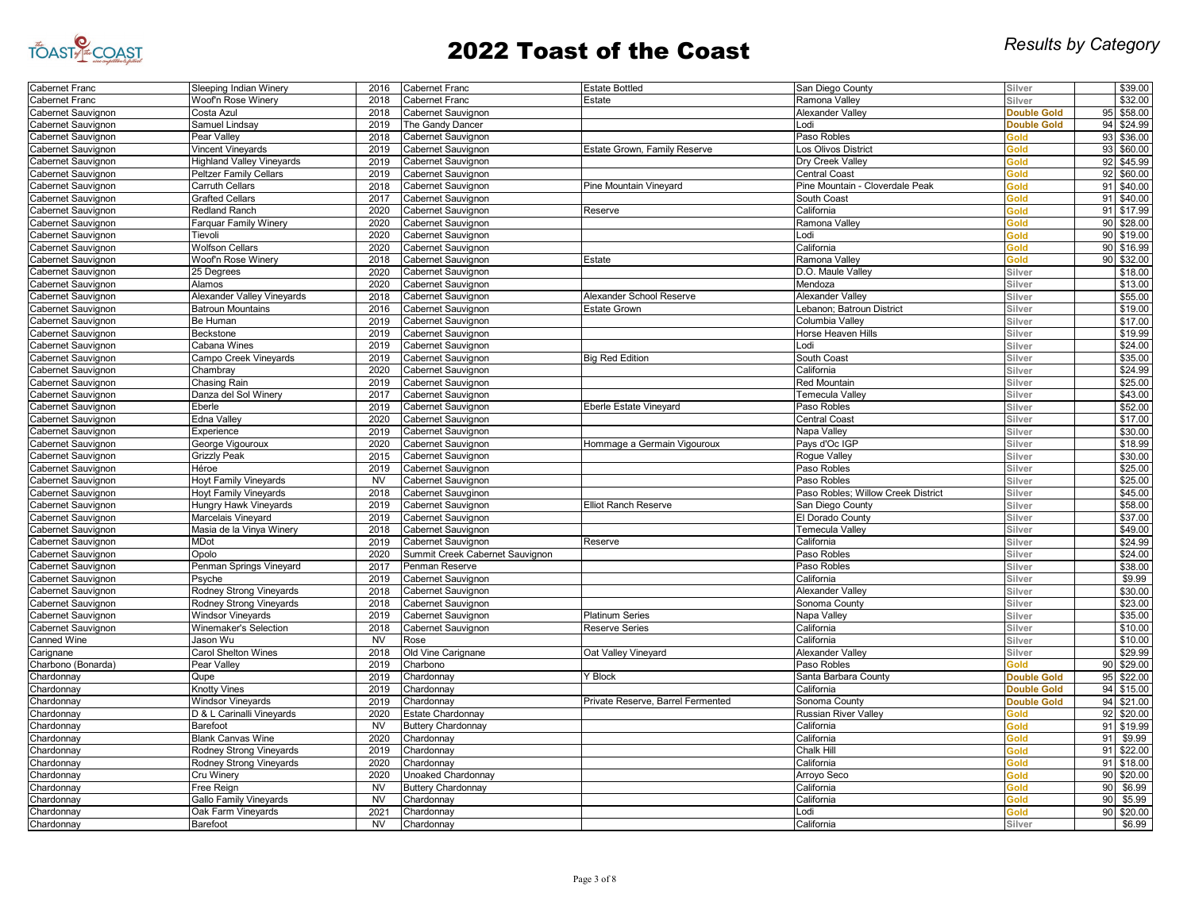# 2022 Toast of the Coast

*Results by Category*

| Category | Winery | Vintage | Wine | Designation | Appellation | Medal | Score | Price |
|---|---|---|---|---|---|---|---|---|
| Cabernet Franc | Sleeping Indian Winery | 2016 | Cabernet Franc | Estate Bottled | San Diego County | Silver | | $39.00 |
| Cabernet Franc | Woof'n Rose Winery | 2018 | Cabernet Franc | Estate | Ramona Valley | Silver | | $32.00 |
| Cabernet Sauvignon | Costa Azul | 2018 | Cabernet Sauvignon | | Alexander Valley | Double Gold | 95 | $58.00 |
| Cabernet Sauvignon | Samuel Lindsay | 2019 | The Gandy Dancer | | Lodi | Double Gold | 94 | $24.99 |
| Cabernet Sauvignon | Pear Valley | 2018 | Cabernet Sauvignon | | Paso Robles | Gold | 93 | $36.00 |
| Cabernet Sauvignon | Vincent Vineyards | 2019 | Cabernet Sauvignon | Estate Grown, Family Reserve | Los Olivos District | Gold | 93 | $60.00 |
| Cabernet Sauvignon | Highland Valley Vineyards | 2019 | Cabernet Sauvignon | | Dry Creek Valley | Gold | 92 | $45.99 |
| Cabernet Sauvignon | Peltzer Family Cellars | 2019 | Cabernet Sauvignon | | Central Coast | Gold | 92 | $60.00 |
| Cabernet Sauvignon | Carruth Cellars | 2018 | Cabernet Sauvignon | Pine Mountain Vineyard | Pine Mountain - Cloverdale Peak | Gold | 91 | $40.00 |
| Cabernet Sauvignon | Grafted Cellars | 2017 | Cabernet Sauvignon | | South Coast | Gold | 91 | $40.00 |
| Cabernet Sauvignon | Redland Ranch | 2020 | Cabernet Sauvignon | Reserve | California | Gold | 91 | $17.99 |
| Cabernet Sauvignon | Farquar Family Winery | 2020 | Cabernet Sauvignon | | Ramona Valley | Gold | 90 | $28.00 |
| Cabernet Sauvignon | Tievoli | 2020 | Cabernet Sauvignon | | Lodi | Gold | 90 | $19.00 |
| Cabernet Sauvignon | Wolfson Cellars | 2020 | Cabernet Sauvignon | | California | Gold | 90 | $16.99 |
| Cabernet Sauvignon | Woof'n Rose Winery | 2018 | Cabernet Sauvignon | Estate | Ramona Valley | Gold | 90 | $32.00 |
| Cabernet Sauvignon | 25 Degrees | 2020 | Cabernet Sauvignon | | D.O. Maule Valley | Silver | | $18.00 |
| Cabernet Sauvignon | Alamos | 2020 | Cabernet Sauvignon | | Mendoza | Silver | | $13.00 |
| Cabernet Sauvignon | Alexander Valley Vineyards | 2018 | Cabernet Sauvignon | Alexander School Reserve | Alexander Valley | Silver | | $55.00 |
| Cabernet Sauvignon | Batroun Mountains | 2016 | Cabernet Sauvignon | Estate Grown | Lebanon; Batroun District | Silver | | $19.00 |
| Cabernet Sauvignon | Be Human | 2019 | Cabernet Sauvignon | | Columbia Valley | Silver | | $17.00 |
| Cabernet Sauvignon | Beckstone | 2019 | Cabernet Sauvignon | | Horse Heaven Hills | Silver | | $19.99 |
| Cabernet Sauvignon | Cabana Wines | 2019 | Cabernet Sauvignon | | Lodi | Silver | | $24.00 |
| Cabernet Sauvignon | Campo Creek Vineyards | 2019 | Cabernet Sauvignon | Big Red Edition | South Coast | Silver | | $35.00 |
| Cabernet Sauvignon | Chambray | 2020 | Cabernet Sauvignon | | California | Silver | | $24.99 |
| Cabernet Sauvignon | Chasing Rain | 2019 | Cabernet Sauvignon | | Red Mountain | Silver | | $25.00 |
| Cabernet Sauvignon | Danza del Sol Winery | 2017 | Cabernet Sauvignon | | Temecula Valley | Silver | | $43.00 |
| Cabernet Sauvignon | Eberle | 2019 | Cabernet Sauvignon | Eberle Estate Vineyard | Paso Robles | Silver | | $52.00 |
| Cabernet Sauvignon | Edna Valley | 2020 | Cabernet Sauvignon | | Central Coast | Silver | | $17.00 |
| Cabernet Sauvignon | Experience | 2019 | Cabernet Sauvignon | | Napa Valley | Silver | | $30.00 |
| Cabernet Sauvignon | George Vigouroux | 2020 | Cabernet Sauvignon | Hommage a Germain Vigouroux | Pays d'Oc IGP | Silver | | $18.99 |
| Cabernet Sauvignon | Grizzly Peak | 2015 | Cabernet Sauvignon | | Rogue Valley | Silver | | $30.00 |
| Cabernet Sauvignon | Héroe | 2019 | Cabernet Sauvignon | | Paso Robles | Silver | | $25.00 |
| Cabernet Sauvignon | Hoyt Family Vineyards | NV | Cabernet Sauvignon | | Paso Robles | Silver | | $25.00 |
| Cabernet Sauvignon | Hoyt Family Vineyards | 2018 | Cabernet Sauvgnon | | Paso Robles; Willow Creek District | Silver | | $45.00 |
| Cabernet Sauvignon | Hungry Hawk Vineyards | 2019 | Cabernet Sauvignon | Elliot Ranch Reserve | San Diego County | Silver | | $58.00 |
| Cabernet Sauvignon | Marcelais Vineyard | 2019 | Cabernet Sauvignon | | El Dorado County | Silver | | $37.00 |
| Cabernet Sauvignon | Masia de la Vinya Winery | 2018 | Cabernet Sauvignon | | Temecula Valley | Silver | | $49.00 |
| Cabernet Sauvignon | MDot | 2019 | Cabernet Sauvignon | Reserve | California | Silver | | $24.99 |
| Cabernet Sauvignon | Opolo | 2020 | Summit Creek Cabernet Sauvignon | | Paso Robles | Silver | | $24.00 |
| Cabernet Sauvignon | Penman Springs Vineyard | 2017 | Penman Reserve | | Paso Robles | Silver | | $38.00 |
| Cabernet Sauvignon | Psyche | 2019 | Cabernet Sauvignon | | California | Silver | | $9.99 |
| Cabernet Sauvignon | Rodney Strong Vineyards | 2018 | Cabernet Sauvignon | | Alexander Valley | Silver | | $30.00 |
| Cabernet Sauvignon | Rodney Strong Vineyards | 2018 | Cabernet Sauvignon | | Sonoma County | Silver | | $23.00 |
| Cabernet Sauvignon | Windsor Vineyards | 2019 | Cabernet Sauvignon | Platinum Series | Napa Valley | Silver | | $35.00 |
| Cabernet Sauvignon | Winemaker's Selection | 2018 | Cabernet Sauvignon | Reserve Series | California | Silver | | $10.00 |
| Canned Wine | Jason Wu | NV | Rose | | California | Silver | | $10.00 |
| Carignane | Carol Shelton Wines | 2018 | Old Vine Carignane | Oat Valley Vineyard | Alexander Valley | Silver | | $29.99 |
| Charbono (Bonarda) | Pear Valley | 2019 | Charbono | | Paso Robles | Gold | 90 | $29.00 |
| Chardonnay | Qupe | 2019 | Chardonnay | Y Block | Santa Barbara County | Double Gold | 95 | $22.00 |
| Chardonnay | Knotty Vines | 2019 | Chardonnay | | California | Double Gold | 94 | $15.00 |
| Chardonnay | Windsor Vineyards | 2019 | Chardonnay | Private Reserve, Barrel Fermented | Sonoma County | Double Gold | 94 | $21.00 |
| Chardonnay | D & L Carinalli Vineyards | 2020 | Estate Chardonnay | | Russian River Valley | Gold | 92 | $20.00 |
| Chardonnay | Barefoot | NV | Buttery Chardonnay | | California | Gold | 91 | $19.99 |
| Chardonnay | Blank Canvas Wine | 2020 | Chardonnay | | California | Gold | 91 | $9.99 |
| Chardonnay | Rodney Strong Vineyards | 2019 | Chardonnay | | Chalk Hill | Gold | 91 | $22.00 |
| Chardonnay | Rodney Strong Vineyards | 2020 | Chardonnay | | California | Gold | 91 | $18.00 |
| Chardonnay | Cru Winery | 2020 | Unoaked Chardonnay | | Arroyo Seco | Gold | 90 | $20.00 |
| Chardonnay | Free Reign | NV | Buttery Chardonnay | | California | Gold | 90 | $6.99 |
| Chardonnay | Gallo Family Vineyards | NV | Chardonnay | | California | Gold | 90 | $5.99 |
| Chardonnay | Oak Farm Vineyards | 2021 | Chardonnay | | Lodi | Gold | 90 | $20.00 |
| Chardonnay | Barefoot | NV | Chardonnay | | California | Silver | | $6.99 |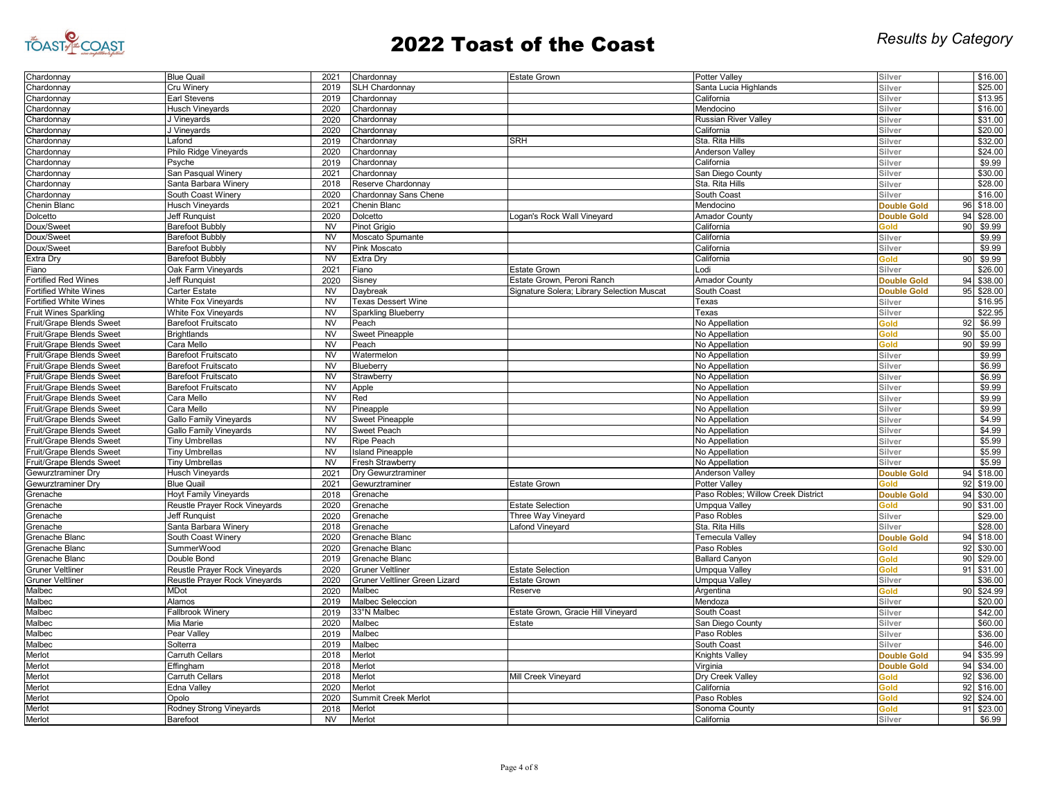# 2022 Toast of the Coast

*Results by Category*

| | | | | | | | | |
|---|---|---|---|---|---|---|---|---|
| Chardonnay | Blue Quail | 2021 | Chardonnay | Estate Grown | Potter Valley | Silver | | $16.00 |
| Chardonnay | Cru Winery | 2019 | SLH Chardonnay | | Santa Lucia Highlands | Silver | | $25.00 |
| Chardonnay | Earl Stevens | 2019 | Chardonnay | | California | Silver | | $13.95 |
| Chardonnay | Husch Vineyards | 2020 | Chardonnay | | Mendocino | Silver | | $16.00 |
| Chardonnay | J Vineyards | 2020 | Chardonnay | | Russian River Valley | Silver | | $31.00 |
| Chardonnay | J Vineyards | 2020 | Chardonnay | | California | Silver | | $20.00 |
| Chardonnay | Lafond | 2019 | Chardonnay | SRH | Sta. Rita Hills | Silver | | $32.00 |
| Chardonnay | Philo Ridge Vineyards | 2020 | Chardonnay | | Anderson Valley | Silver | | $24.00 |
| Chardonnay | Psyche | 2019 | Chardonnay | | California | Silver | | $9.99 |
| Chardonnay | San Pasqual Winery | 2021 | Chardonnay | | San Diego County | Silver | | $30.00 |
| Chardonnay | Santa Barbara Winery | 2018 | Reserve Chardonnay | | Sta. Rita Hills | Silver | | $28.00 |
| Chardonnay | South Coast Winery | 2020 | Chardonnay Sans Chene | | South Coast | Silver | | $16.00 |
| Chenin Blanc | Husch Vineyards | 2021 | Chenin Blanc | | Mendocino | Double Gold | 96 | $18.00 |
| Dolcetto | Jeff Runquist | 2020 | Dolcetto | Logan's Rock Wall Vineyard | Amador County | Double Gold | 94 | $28.00 |
| Doux/Sweet | Barefoot Bubbly | NV | Pinot Grigio | | California | Gold | 90 | $9.99 |
| Doux/Sweet | Barefoot Bubbly | NV | Moscato Spumante | | California | Silver | | $9.99 |
| Doux/Sweet | Barefoot Bubbly | NV | Pink Moscato | | California | Silver | | $9.99 |
| Extra Dry | Barefoot Bubbly | NV | Extra Dry | | California | Gold | 90 | $9.99 |
| Fiano | Oak Farm Vineyards | 2021 | Fiano | Estate Grown | Lodi | Silver | | $26.00 |
| Fortified Red Wines | Jeff Runquist | 2020 | Sisney | Estate Grown, Peroni Ranch | Amador County | Double Gold | 94 | $38.00 |
| Fortified White Wines | Carter Estate | NV | Daybreak | Signature Solera; Library Selection Muscat | South Coast | Double Gold | 95 | $28.00 |
| Fortified White Wines | White Fox Vineyards | NV | Texas Dessert Wine | | Texas | Silver | | $16.95 |
| Fruit Wines Sparkling | White Fox Vineyards | NV | Sparkling Blueberry | | Texas | Silver | | $22.95 |
| Fruit/Grape Blends Sweet | Barefoot Fruitscato | NV | Peach | | No Appellation | Gold | 92 | $6.99 |
| Fruit/Grape Blends Sweet | Brightlands | NV | Sweet Pineapple | | No Appellation | Gold | 90 | $5.00 |
| Fruit/Grape Blends Sweet | Cara Mello | NV | Peach | | No Appellation | Gold | 90 | $9.99 |
| Fruit/Grape Blends Sweet | Barefoot Fruitscato | NV | Watermelon | | No Appellation | Silver | | $9.99 |
| Fruit/Grape Blends Sweet | Barefoot Fruitscato | NV | Blueberry | | No Appellation | Silver | | $6.99 |
| Fruit/Grape Blends Sweet | Barefoot Fruitscato | NV | Strawberry | | No Appellation | Silver | | $6.99 |
| Fruit/Grape Blends Sweet | Barefoot Fruitscato | NV | Apple | | No Appellation | Silver | | $9.99 |
| Fruit/Grape Blends Sweet | Cara Mello | NV | Red | | No Appellation | Silver | | $9.99 |
| Fruit/Grape Blends Sweet | Cara Mello | NV | Pineapple | | No Appellation | Silver | | $9.99 |
| Fruit/Grape Blends Sweet | Gallo Family Vineyards | NV | Sweet Pineapple | | No Appellation | Silver | | $4.99 |
| Fruit/Grape Blends Sweet | Gallo Family Vineyards | NV | Sweet Peach | | No Appellation | Silver | | $4.99 |
| Fruit/Grape Blends Sweet | Tiny Umbrellas | NV | Ripe Peach | | No Appellation | Silver | | $5.99 |
| Fruit/Grape Blends Sweet | Tiny Umbrellas | NV | Island Pineapple | | No Appellation | Silver | | $5.99 |
| Fruit/Grape Blends Sweet | Tiny Umbrellas | NV | Fresh Strawberry | | No Appellation | Silver | | $5.99 |
| Gewurztraminer Dry | Husch Vineyards | 2021 | Dry Gewurztraminer | | Anderson Valley | Double Gold | 94 | $18.00 |
| Gewurztraminer Dry | Blue Quail | 2021 | Gewurztraminer | Estate Grown | Potter Valley | Gold | 92 | $19.00 |
| Grenache | Hoyt Family Vineyards | 2018 | Grenache | | Paso Robles; Willow Creek District | Double Gold | 94 | $30.00 |
| Grenache | Reustle Prayer Rock Vineyards | 2020 | Grenache | Estate Selection | Umpqua Valley | Gold | 90 | $31.00 |
| Grenache | Jeff Runquist | 2020 | Grenache | Three Way Vineyard | Paso Robles | Silver | | $29.00 |
| Grenache | Santa Barbara Winery | 2018 | Grenache | Lafond Vineyard | Sta. Rita Hills | Silver | | $28.00 |
| Grenache Blanc | South Coast Winery | 2020 | Grenache Blanc | | Temecula Valley | Double Gold | 94 | $18.00 |
| Grenache Blanc | SummerWood | 2020 | Grenache Blanc | | Paso Robles | Gold | 92 | $30.00 |
| Grenache Blanc | Double Bond | 2019 | Grenache Blanc | | Ballard Canyon | Gold | 90 | $29.00 |
| Gruner Veltliner | Reustle Prayer Rock Vineyards | 2020 | Gruner Veltliner | Estate Selection | Umpqua Valley | Gold | 91 | $31.00 |
| Gruner Veltliner | Reustle Prayer Rock Vineyards | 2020 | Gruner Veltliner Green Lizard | Estate Grown | Umpqua Valley | Silver | | $36.00 |
| Malbec | MDot | 2020 | Malbec | Reserve | Argentina | Gold | 90 | $24.99 |
| Malbec | Alamos | 2019 | Malbec Seleccion | | Mendoza | Silver | | $20.00 |
| Malbec | Fallbrook Winery | 2019 | 33°N Malbec | Estate Grown, Gracie Hill Vineyard | South Coast | Silver | | $42.00 |
| Malbec | Mia Marie | 2020 | Malbec | Estate | San Diego County | Silver | | $60.00 |
| Malbec | Pear Valley | 2019 | Malbec | | Paso Robles | Silver | | $36.00 |
| Malbec | Solterra | 2019 | Malbec | | South Coast | Silver | | $46.00 |
| Merlot | Carruth Cellars | 2018 | Merlot | | Knights Valley | Double Gold | 94 | $35.99 |
| Merlot | Effingham | 2018 | Merlot | | Virginia | Double Gold | 94 | $34.00 |
| Merlot | Carruth Cellars | 2018 | Merlot | Mill Creek Vineyard | Dry Creek Valley | Gold | 92 | $36.00 |
| Merlot | Edna Valley | 2020 | Merlot | | California | Gold | 92 | $16.00 |
| Merlot | Opolo | 2020 | Summit Creek Merlot | | Paso Robles | Gold | 92 | $24.00 |
| Merlot | Rodney Strong Vineyards | 2018 | Merlot | | Sonoma County | Gold | 91 | $23.00 |
| Merlot | Barefoot | NV | Merlot | | California | Silver | | $6.99 |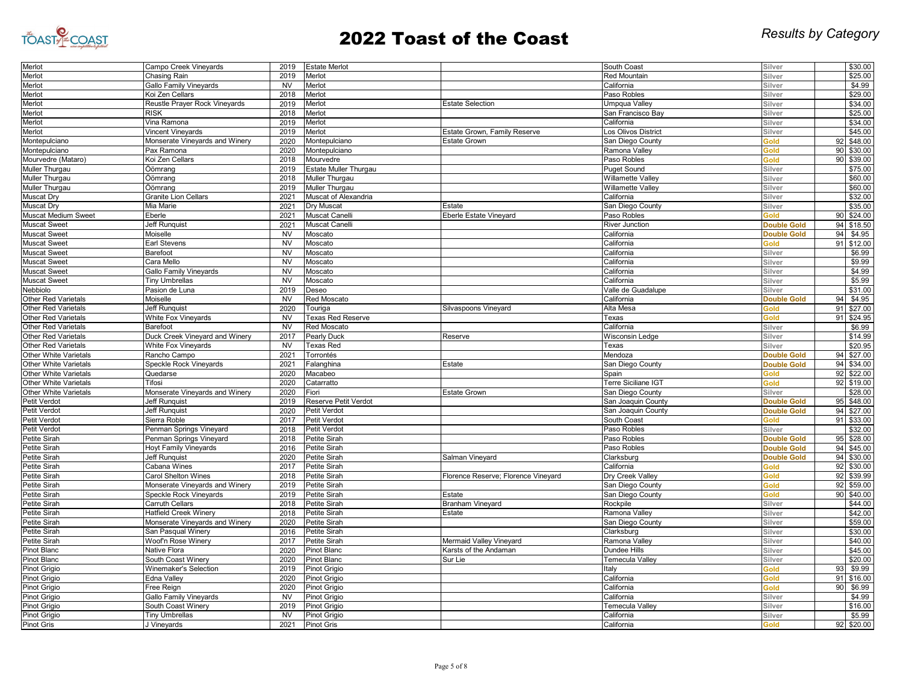# 2022 Toast of the Coast

*Results by Category*

| Category | Winery | Vintage | Wine | Designation | Appellation | Award | Score | Price |
|---|---|---|---|---|---|---|---|---|
| Merlot | Campo Creek Vineyards | 2019 | Estate Merlot | | South Coast | Silver | | $30.00 |
| Merlot | Chasing Rain | 2019 | Merlot | | Red Mountain | Silver | | $25.00 |
| Merlot | Gallo Family Vineyards | NV | Merlot | | California | Silver | | $4.99 |
| Merlot | Koi Zen Cellars | 2018 | Merlot | | Paso Robles | Silver | | $29.00 |
| Merlot | Reustle Prayer Rock Vineyards | 2019 | Merlot | Estate Selection | Umpqua Valley | Silver | | $34.00 |
| Merlot | RISK | 2018 | Merlot | | San Francisco Bay | Silver | | $25.00 |
| Merlot | Vina Ramona | 2019 | Merlot | | California | Silver | | $34.00 |
| Merlot | Vincent Vineyards | 2019 | Merlot | Estate Grown, Family Reserve | Los Olivos District | Silver | | $45.00 |
| Montepulciano | Monserate Vineyards and Winery | 2020 | Montepulciano | Estate Grown | San Diego County | Gold | 92 | $48.00 |
| Montepulciano | Pax Ramona | 2020 | Montepulciano | | Ramona Valley | Gold | 90 | $30.00 |
| Mourvedre (Mataro) | Koi Zen Cellars | 2018 | Mourvedre | | Paso Robles | Gold | 90 | $39.00 |
| Muller Thurgau | Öömrang | 2019 | Estate Muller Thurgau | | Puget Sound | Silver | | $75.00 |
| Muller Thurgau | Öömrang | 2018 | Muller Thurgau | | Willamette Valley | Silver | | $60.00 |
| Muller Thurgau | Öömrang | 2019 | Muller Thurgau | | Willamette Valley | Silver | | $60.00 |
| Muscat Dry | Granite Lion Cellars | 2021 | Muscat of Alexandria | | California | Silver | | $32.00 |
| Muscat Dry | Mia Marie | 2021 | Dry Muscat | Estate | San Diego County | Silver | | $35.00 |
| Muscat Medium Sweet | Eberle | 2021 | Muscat Canelli | Eberle Estate Vineyard | Paso Robles | Gold | 90 | $24.00 |
| Muscat Sweet | Jeff Runquist | 2021 | Muscat Canelli | | River Junction | Double Gold | 94 | $18.50 |
| Muscat Sweet | Moiselle | NV | Moscato | | California | Double Gold | 94 | $4.95 |
| Muscat Sweet | Earl Stevens | NV | Moscato | | California | Gold | 91 | $12.00 |
| Muscat Sweet | Barefoot | NV | Moscato | | California | Silver | | $6.99 |
| Muscat Sweet | Cara Mello | NV | Moscato | | California | Silver | | $9.99 |
| Muscat Sweet | Gallo Family Vineyards | NV | Moscato | | California | Silver | | $4.99 |
| Muscat Sweet | Tiny Umbrellas | NV | Moscato | | California | Silver | | $5.99 |
| Nebbiolo | Pasion de Luna | 2019 | Deseo | | Valle de Guadalupe | Silver | | $31.00 |
| Other Red Varietals | Moiselle | NV | Red Moscato | | California | Double Gold | 94 | $4.95 |
| Other Red Varietals | Jeff Runquist | 2020 | Touriga | Silvaspoons Vineyard | Alta Mesa | Gold | 91 | $27.00 |
| Other Red Varietals | White Fox Vineyards | NV | Texas Red Reserve | | Texas | Gold | 91 | $24.95 |
| Other Red Varietals | Barefoot | NV | Red Moscato | | California | Silver | | $6.99 |
| Other Red Varietals | Duck Creek Vineyard and Winery | 2017 | Pearly Duck | Reserve | Wisconsin Ledge | Silver | | $14.99 |
| Other Red Varietals | White Fox Vineyards | NV | Texas Red | | Texas | Silver | | $20.95 |
| Other White Varietals | Rancho Campo | 2021 | Torrontés | | Mendoza | Double Gold | 94 | $27.00 |
| Other White Varietals | Speckle Rock Vineyards | 2021 | Falanghina | Estate | San Diego County | Double Gold | 94 | $34.00 |
| Other White Varietals | Quedarse | 2020 | Macabeo | | Spain | Gold | 92 | $22.00 |
| Other White Varietals | Tifosi | 2020 | Catarratto | | Terre Siciliane IGT | Gold | 92 | $19.00 |
| Other White Varietals | Monserate Vineyards and Winery | 2020 | Fiori | Estate Grown | San Diego County | Silver | | $28.00 |
| Petit Verdot | Jeff Runquist | 2019 | Reserve Petit Verdot | | San Joaquin County | Double Gold | 95 | $48.00 |
| Petit Verdot | Jeff Runquist | 2020 | Petit Verdot | | San Joaquin County | Double Gold | 94 | $27.00 |
| Petit Verdot | Sierra Roble | 2017 | Petit Verdot | | South Coast | Gold | 91 | $33.00 |
| Petit Verdot | Penman Springs Vineyard | 2018 | Petit Verdot | | Paso Robles | Silver | | $32.00 |
| Petite Sirah | Penman Springs Vineyard | 2018 | Petite Sirah | | Paso Robles | Double Gold | 95 | $28.00 |
| Petite Sirah | Hoyt Family Vineyards | 2016 | Petite Sirah | | Paso Robles | Double Gold | 94 | $45.00 |
| Petite Sirah | Jeff Runquist | 2020 | Petite Sirah | Salman Vineyard | Clarksburg | Double Gold | 94 | $30.00 |
| Petite Sirah | Cabana Wines | 2017 | Petite Sirah | | California | Gold | 92 | $30.00 |
| Petite Sirah | Carol Shelton Wines | 2018 | Petite Sirah | Florence Reserve; Florence Vineyard | Dry Creek Valley | Gold | 92 | $39.99 |
| Petite Sirah | Monserate Vineyards and Winery | 2019 | Petite Sirah | | San Diego County | Gold | 92 | $59.00 |
| Petite Sirah | Speckle Rock Vineyards | 2019 | Petite Sirah | Estate | San Diego County | Gold | 90 | $40.00 |
| Petite Sirah | Carruth Cellars | 2018 | Petite Sirah | Branham Vineyard | Rockpile | Silver | | $44.00 |
| Petite Sirah | Hatfield Creek Winery | 2018 | Petite Sirah | Estate | Ramona Valley | Silver | | $42.00 |
| Petite Sirah | Monserate Vineyards and Winery | 2020 | Petite Sirah | | San Diego County | Silver | | $59.00 |
| Petite Sirah | San Pasqual Winery | 2016 | Petite Sirah | | Clarksburg | Silver | | $30.00 |
| Petite Sirah | Woof'n Rose Winery | 2017 | Petite Sirah | Mermaid Valley Vineyard | Ramona Valley | Silver | | $40.00 |
| Pinot Blanc | Native Flora | 2020 | Pinot Blanc | Karsts of the Andaman | Dundee Hills | Silver | | $45.00 |
| Pinot Blanc | South Coast Winery | 2020 | Pinot Blanc | Sur Lie | Temecula Valley | Silver | | $20.00 |
| Pinot Grigio | Winemaker's Selection | 2019 | Pinot Grigio | | Italy | Gold | 93 | $9.99 |
| Pinot Grigio | Edna Valley | 2020 | Pinot Grigio | | California | Gold | 91 | $16.00 |
| Pinot Grigio | Free Reign | 2020 | Pinot Grigio | | California | Gold | 90 | $6.99 |
| Pinot Grigio | Gallo Family Vineyards | NV | Pinot Grigio | | California | Silver | | $4.99 |
| Pinot Grigio | South Coast Winery | 2019 | Pinot Grigio | | Temecula Valley | Silver | | $16.00 |
| Pinot Grigio | Tiny Umbrellas | NV | Pinot Grigio | | California | Silver | | $5.99 |
| Pinot Gris | J Vineyards | 2021 | Pinot Gris | | California | Gold | 92 | $20.00 |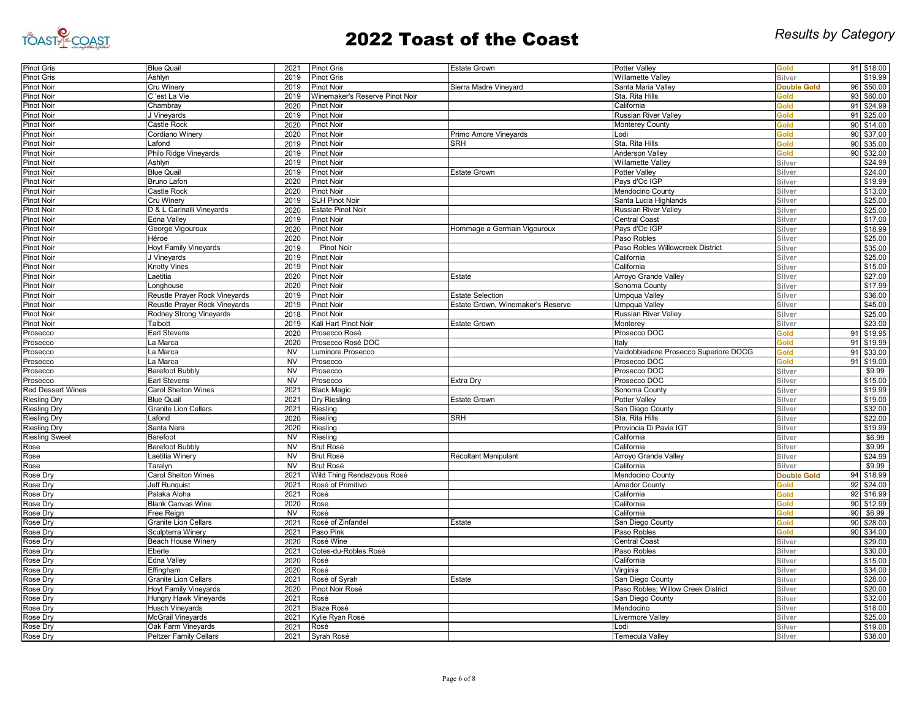# 2022 Toast of the Coast

*Results by Category*

| Category | Winery | Vintage | Wine | Designation | Appellation | Medal | Score | Price |
|---|---|---|---|---|---|---|---|---|
| Pinot Gris | Blue Quail | 2021 | Pinot Gris | Estate Grown | Potter Valley | Gold | 91 | $18.00 |
| Pinot Gris | Ashlyn | 2019 | Pinot Gris | | Willamette Valley | Silver | | $19.99 |
| Pinot Noir | Cru Winery | 2019 | Pinot Noir | Sierra Madre Vineyard | Santa Maria Valley | Double Gold | 96 | $50.00 |
| Pinot Noir | C 'est La Vie | 2019 | Winemaker's Reserve Pinot Noir | | Sta. Rita Hills | Gold | 93 | $60.00 |
| Pinot Noir | Chambray | 2020 | Pinot Noir | | California | Gold | 91 | $24.99 |
| Pinot Noir | J Vineyards | 2019 | Pinot Noir | | Russian River Valley | Gold | 91 | $25.00 |
| Pinot Noir | Castle Rock | 2020 | Pinot Noir | | Monterey County | Gold | 90 | $14.00 |
| Pinot Noir | Cordiano Winery | 2020 | Pinot Noir | Primo Amore Vineyards | Lodi | Gold | 90 | $37.00 |
| Pinot Noir | Lafond | 2019 | Pinot Noir | SRH | Sta. Rita Hills | Gold | 90 | $35.00 |
| Pinot Noir | Philo Ridge Vineyards | 2019 | Pinot Noir | | Anderson Valley | Gold | 90 | $32.00 |
| Pinot Noir | Ashlyn | 2019 | Pinot Noir | | Willamette Valley | Silver | | $24.99 |
| Pinot Noir | Blue Quail | 2019 | Pinot Noir | Estate Grown | Potter Valley | Silver | | $24.00 |
| Pinot Noir | Bruno Lafon | 2020 | Pinot Noir | | Pays d'Oc IGP | Silver | | $19.99 |
| Pinot Noir | Castle Rock | 2020 | Pinot Noir | | Mendocino County | Silver | | $13.00 |
| Pinot Noir | Cru Winery | 2019 | SLH Pinot Noir | | Santa Lucia Highlands | Silver | | $25.00 |
| Pinot Noir | D & L Carinalli Vineyards | 2020 | Estate Pinot Noir | | Russian River Valley | Silver | | $25.00 |
| Pinot Noir | Edna Valley | 2019 | Pinot Noir | | Central Coast | Silver | | $17.00 |
| Pinot Noir | George Vigouroux | 2020 | Pinot Noir | Hommage a Germain Vigouroux | Pays d'Oc IGP | Silver | | $18.99 |
| Pinot Noir | Héroe | 2020 | Pinot Noir | | Paso Robles | Silver | | $25.00 |
| Pinot Noir | Hoyt Family Vineyards | 2019 | Pinot Noir | | Paso Robles Willowcreek District | Silver | | $35.00 |
| Pinot Noir | J Vineyards | 2019 | Pinot Noir | | California | Silver | | $25.00 |
| Pinot Noir | Knotty Vines | 2019 | Pinot Noir | | California | Silver | | $15.00 |
| Pinot Noir | Laetitia | 2020 | Pinot Noir | Estate | Arroyo Grande Valley | Silver | | $27.00 |
| Pinot Noir | Longhouse | 2020 | Pinot Noir | | Sonoma County | Silver | | $17.99 |
| Pinot Noir | Reustle Prayer Rock Vineyards | 2019 | Pinot Noir | Estate Selection | Umpqua Valley | Silver | | $36.00 |
| Pinot Noir | Reustle Prayer Rock Vineyards | 2019 | Pinot Noir | Estate Grown, Winemaker's Reserve | Umpqua Valley | Silver | | $45.00 |
| Pinot Noir | Rodney Strong Vineyards | 2018 | Pinot Noir | | Russian River Valley | Silver | | $25.00 |
| Pinot Noir | Talbott | 2019 | Kali Hart Pinot Noir | Estate Grown | Monterey | Silver | | $23.00 |
| Prosecco | Earl Stevens | 2020 | Prosecco Rosé | | Prosecco DOC | Gold | 91 | $19.95 |
| Prosecco | La Marca | 2020 | Prosecco Rosé DOC | | Italy | Gold | 91 | $19.99 |
| Prosecco | La Marca | NV | Luminore Prosecco | | Valdobbiadene Prosecco Superiore DOCG | Gold | 91 | $33.00 |
| Prosecco | La Marca | NV | Prosecco | | Prosecco DOC | Gold | 91 | $19.00 |
| Prosecco | Barefoot Bubbly | NV | Prosecco | | Prosecco DOC | Silver | | $9.99 |
| Prosecco | Earl Stevens | NV | Prosecco | Extra Dry | Prosecco DOC | Silver | | $15.00 |
| Red Dessert Wines | Carol Shelton Wines | 2021 | Black Magic | | Sonoma County | Silver | | $19.99 |
| Riesling Dry | Blue Quail | 2021 | Dry Riesling | Estate Grown | Potter Valley | Silver | | $19.00 |
| Riesling Dry | Granite Lion Cellars | 2021 | Riesling | | San Diego County | Silver | | $32.00 |
| Riesling Dry | Lafond | 2020 | Riesling | SRH | Sta. Rita Hills | Silver | | $22.00 |
| Riesling Dry | Santa Nera | 2020 | Riesling | | Provincia Di Pavia IGT | Silver | | $19.99 |
| Riesling Sweet | Barefoot | NV | Riesling | | California | Silver | | $6.99 |
| Rose | Barefoot Bubbly | NV | Brut Rosé | | California | Silver | | $9.99 |
| Rose | Laetitia Winery | NV | Brut Rosé | Récoltant Manipulant | Arroyo Grande Valley | Silver | | $24.99 |
| Rose | Taralyn | NV | Brut Rosé | | California | Silver | | $9.99 |
| Rose Dry | Carol Shelton Wines | 2021 | Wild Thing Rendezvous Rosé | | Mendocino County | Double Gold | 94 | $18.99 |
| Rose Dry | Jeff Runquist | 2021 | Rosé of Primitivo | | Amador County | Gold | 92 | $24.00 |
| Rose Dry | Palaka Aloha | 2021 | Rosé | | California | Gold | 92 | $16.99 |
| Rose Dry | Blank Canvas Wine | 2020 | Rose | | California | Gold | 90 | $12.99 |
| Rose Dry | Free Reign | NV | Rosé | | California | Gold | 90 | $6.99 |
| Rose Dry | Granite Lion Cellars | 2021 | Rosé of Zinfandel | Estate | San Diego County | Gold | 90 | $28.00 |
| Rose Dry | Sculpterra Winery | 2021 | Paso Pink | | Paso Robles | Gold | 90 | $34.00 |
| Rose Dry | Beach House Winery | 2020 | Rosé Wine | | Central Coast | Silver | | $29.00 |
| Rose Dry | Eberle | 2021 | Cotes-du-Robles Rosé | | Paso Robles | Silver | | $30.00 |
| Rose Dry | Edna Valley | 2020 | Rosé | | California | Silver | | $15.00 |
| Rose Dry | Effingham | 2020 | Rosé | | Virginia | Silver | | $34.00 |
| Rose Dry | Granite Lion Cellars | 2021 | Rosé of Syrah | Estate | San Diego County | Silver | | $28.00 |
| Rose Dry | Hoyt Family Vineyards | 2020 | Pinot Noir Rosé | | Paso Robles; Willow Creek District | Silver | | $20.00 |
| Rose Dry | Hungry Hawk Vineyards | 2021 | Rosé | | San Diego County | Silver | | $32.00 |
| Rose Dry | Husch Vineyards | 2021 | Blaze Rosé | | Mendocino | Silver | | $18.00 |
| Rose Dry | McGrail Vineyards | 2021 | Kylie Ryan Rosé | | Livermore Valley | Silver | | $25.00 |
| Rose Dry | Oak Farm Vineyards | 2021 | Rosé | | Lodi | Silver | | $19.00 |
| Rose Dry | Peltzer Family Cellars | 2021 | Syrah Rosé | | Temecula Valley | Silver | | $38.00 |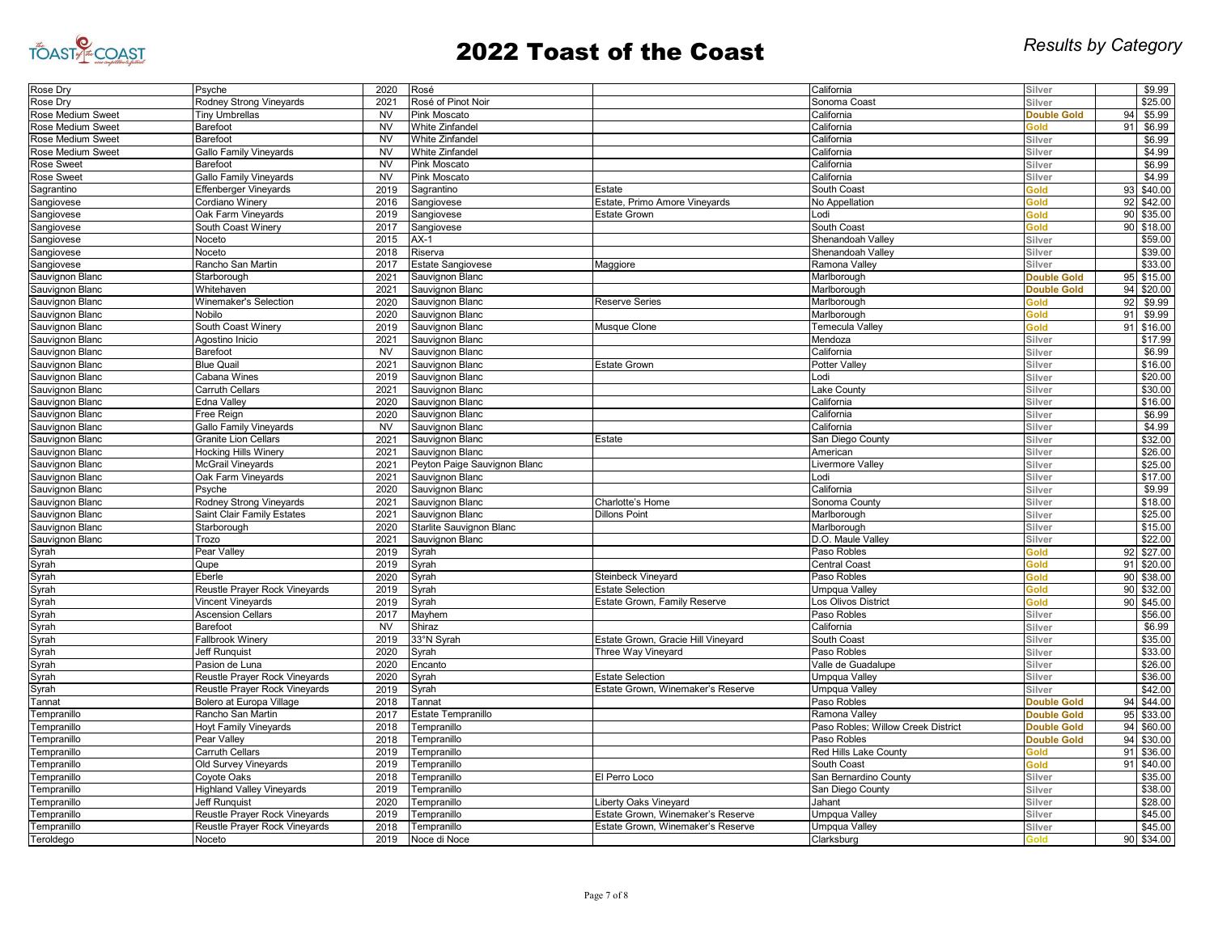# 2022 Toast of the Coast

*Results by Category*

| Category | Winery | Vintage | Wine | Designation | Appellation | Medal | Score | Price |
|---|---|---|---|---|---|---|---|---|
| Rose Dry | Psyche | 2020 | Rosé | | California | Silver | | $9.99 |
| Rose Dry | Rodney Strong Vineyards | 2021 | Rosé of Pinot Noir | | Sonoma Coast | Silver | | $25.00 |
| Rose Medium Sweet | Tiny Umbrellas | NV | Pink Moscato | | California | Double Gold | 94 | $5.99 |
| Rose Medium Sweet | Barefoot | NV | White Zinfandel | | California | Gold | 91 | $6.99 |
| Rose Medium Sweet | Barefoot | NV | White Zinfandel | | California | Silver | | $6.99 |
| Rose Medium Sweet | Gallo Family Vineyards | NV | White Zinfandel | | California | Silver | | $4.99 |
| Rose Sweet | Barefoot | NV | Pink Moscato | | California | Silver | | $6.99 |
| Rose Sweet | Gallo Family Vineyards | NV | Pink Moscato | | California | Silver | | $4.99 |
| Sagrantino | Effenberger Vineyards | 2019 | Sagrantino | Estate | South Coast | Gold | 93 | $40.00 |
| Sangiovese | Cordiano Winery | 2016 | Sangiovese | Estate, Primo Amore Vineyards | No Appellation | Gold | 92 | $42.00 |
| Sangiovese | Oak Farm Vineyards | 2019 | Sangiovese | Estate Grown | Lodi | Gold | 90 | $35.00 |
| Sangiovese | South Coast Winery | 2017 | Sangiovese | | South Coast | Gold | 90 | $18.00 |
| Sangiovese | Noceto | 2015 | AX-1 | | Shenandoah Valley | Silver | | $59.00 |
| Sangiovese | Noceto | 2018 | Riserva | | Shenandoah Valley | Silver | | $39.00 |
| Sangiovese | Rancho San Martin | 2017 | Estate Sangiovese | Maggiore | Ramona Valley | Silver | | $33.00 |
| Sauvignon Blanc | Starborough | 2021 | Sauvignon Blanc | | Marlborough | Double Gold | 95 | $15.00 |
| Sauvignon Blanc | Whitehaven | 2021 | Sauvignon Blanc | | Marlborough | Double Gold | 94 | $20.00 |
| Sauvignon Blanc | Winemaker's Selection | 2020 | Sauvignon Blanc | Reserve Series | Marlborough | Gold | 92 | $9.99 |
| Sauvignon Blanc | Nobilo | 2020 | Sauvignon Blanc | | Marlborough | Gold | 91 | $9.99 |
| Sauvignon Blanc | South Coast Winery | 2019 | Sauvignon Blanc | Musque Clone | Temecula Valley | Gold | 91 | $16.00 |
| Sauvignon Blanc | Agostino Inicio | 2021 | Sauvignon Blanc | | Mendoza | Silver | | $17.99 |
| Sauvignon Blanc | Barefoot | NV | Sauvignon Blanc | | California | Silver | | $6.99 |
| Sauvignon Blanc | Blue Quail | 2021 | Sauvignon Blanc | Estate Grown | Potter Valley | Silver | | $16.00 |
| Sauvignon Blanc | Cabana Wines | 2019 | Sauvignon Blanc | | Lodi | Silver | | $20.00 |
| Sauvignon Blanc | Carruth Cellars | 2021 | Sauvignon Blanc | | Lake County | Silver | | $30.00 |
| Sauvignon Blanc | Edna Valley | 2020 | Sauvignon Blanc | | California | Silver | | $16.00 |
| Sauvignon Blanc | Free Reign | 2020 | Sauvignon Blanc | | California | Silver | | $6.99 |
| Sauvignon Blanc | Gallo Family Vineyards | NV | Sauvignon Blanc | | California | Silver | | $4.99 |
| Sauvignon Blanc | Granite Lion Cellars | 2021 | Sauvignon Blanc | Estate | San Diego County | Silver | | $32.00 |
| Sauvignon Blanc | Hocking Hills Winery | 2021 | Sauvignon Blanc | | American | Silver | | $26.00 |
| Sauvignon Blanc | McGrail Vineyards | 2021 | Peyton Paige Sauvignon Blanc | | Livermore Valley | Silver | | $25.00 |
| Sauvignon Blanc | Oak Farm Vineyards | 2021 | Sauvignon Blanc | | Lodi | Silver | | $17.00 |
| Sauvignon Blanc | Psyche | 2020 | Sauvignon Blanc | | California | Silver | | $9.99 |
| Sauvignon Blanc | Rodney Strong Vineyards | 2021 | Sauvignon Blanc | Charlotte's Home | Sonoma County | Silver | | $18.00 |
| Sauvignon Blanc | Saint Clair Family Estates | 2021 | Sauvignon Blanc | Dillons Point | Marlborough | Silver | | $25.00 |
| Sauvignon Blanc | Starborough | 2020 | Starlite Sauvignon Blanc | | Marlborough | Silver | | $15.00 |
| Sauvignon Blanc | Trozo | 2021 | Sauvignon Blanc | | D.O. Maule Valley | Silver | | $22.00 |
| Syrah | Pear Valley | 2019 | Syrah | | Paso Robles | Gold | 92 | $27.00 |
| Syrah | Qupe | 2019 | Syrah | | Central Coast | Gold | 91 | $20.00 |
| Syrah | Eberle | 2020 | Syrah | Steinbeck Vineyard | Paso Robles | Gold | 90 | $38.00 |
| Syrah | Reustle Prayer Rock Vineyards | 2019 | Syrah | Estate Selection | Umpqua Valley | Gold | 90 | $32.00 |
| Syrah | Vincent Vineyards | 2019 | Syrah | Estate Grown, Family Reserve | Los Olivos District | Gold | 90 | $45.00 |
| Syrah | Ascension Cellars | 2017 | Mayhem | | Paso Robles | Silver | | $56.00 |
| Syrah | Barefoot | NV | Shiraz | | California | Silver | | $6.99 |
| Syrah | Fallbrook Winery | 2019 | 33°N Syrah | Estate Grown, Gracie Hill Vineyard | South Coast | Silver | | $35.00 |
| Syrah | Jeff Runquist | 2020 | Syrah | Three Way Vineyard | Paso Robles | Silver | | $33.00 |
| Syrah | Pasion de Luna | 2020 | Encanto | | Valle de Guadalupe | Silver | | $26.00 |
| Syrah | Reustle Prayer Rock Vineyards | 2020 | Syrah | Estate Selection | Umpqua Valley | Silver | | $36.00 |
| Syrah | Reustle Prayer Rock Vineyards | 2019 | Syrah | Estate Grown, Winemaker's Reserve | Umpqua Valley | Silver | | $42.00 |
| Tannat | Bolero at Europa Village | 2018 | Tannat | | Paso Robles | Double Gold | 94 | $44.00 |
| Tempranillo | Rancho San Martin | 2017 | Estate Tempranillo | | Ramona Valley | Double Gold | 95 | $33.00 |
| Tempranillo | Hoyt Family Vineyards | 2018 | Tempranillo | | Paso Robles; Willow Creek District | Double Gold | 94 | $60.00 |
| Tempranillo | Pear Valley | 2018 | Tempranillo | | Paso Robles | Double Gold | 94 | $30.00 |
| Tempranillo | Carruth Cellars | 2019 | Tempranillo | | Red Hills Lake County | Gold | 91 | $36.00 |
| Tempranillo | Old Survey Vineyards | 2019 | Tempranillo | | South Coast | Gold | 91 | $40.00 |
| Tempranillo | Coyote Oaks | 2018 | Tempranillo | El Perro Loco | San Bernardino County | Silver | | $35.00 |
| Tempranillo | Highland Valley Vineyards | 2019 | Tempranillo | | San Diego County | Silver | | $38.00 |
| Tempranillo | Jeff Runquist | 2020 | Tempranillo | Liberty Oaks Vineyard | Jahant | Silver | | $28.00 |
| Tempranillo | Reustle Prayer Rock Vineyards | 2019 | Tempranillo | Estate Grown, Winemaker's Reserve | Umpqua Valley | Silver | | $45.00 |
| Tempranillo | Reustle Prayer Rock Vineyards | 2018 | Tempranillo | Estate Grown, Winemaker's Reserve | Umpqua Valley | Silver | | $45.00 |
| Teroldego | Noceto | 2019 | Noce di Noce | | Clarksburg | Gold | 90 | $34.00 |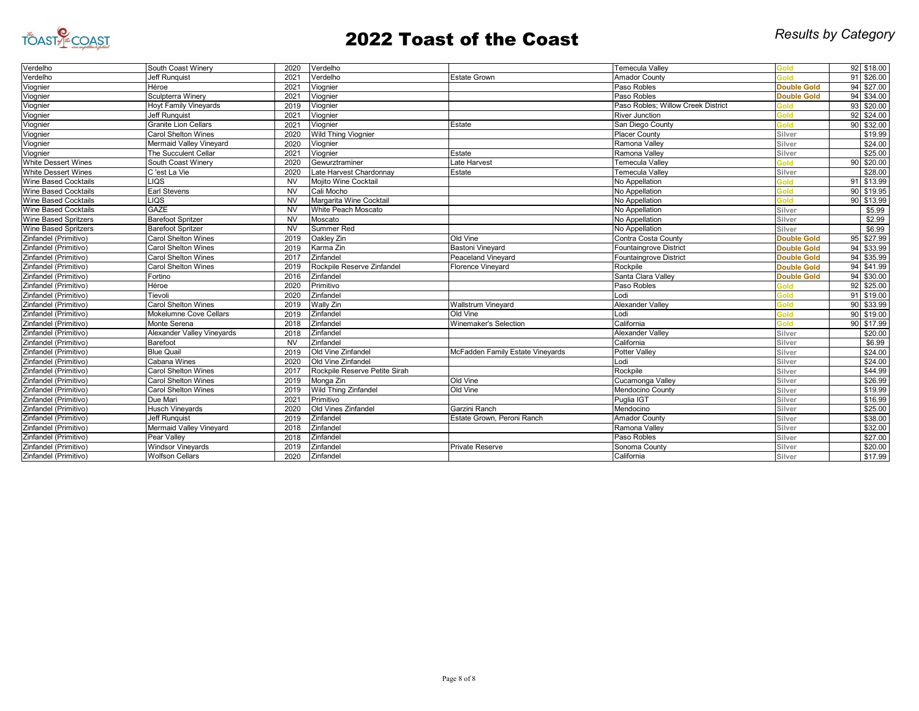# 2022 Toast of the Coast

*Results by Category*

| | | | | | | | | |
|---|---|---|---|---|---|---|---|---|
| Verdelho | South Coast Winery | 2020 | Verdelho | | Temecula Valley | Gold | 92 | $18.00 |
| Verdelho | Jeff Runquist | 2021 | Verdelho | Estate Grown | Amador County | Gold | 91 | $26.00 |
| Viognier | Héroe | 2021 | Viognier | | Paso Robles | Double Gold | 94 | $27.00 |
| Viognier | Sculpterra Winery | 2021 | Viognier | | Paso Robles | Double Gold | 94 | $34.00 |
| Viognier | Hoyt Family Vineyards | 2019 | Viognier | | Paso Robles; Willow Creek District | Gold | 93 | $20.00 |
| Viognier | Jeff Runquist | 2021 | Viognier | | River Junction | Gold | 92 | $24.00 |
| Viognier | Granite Lion Cellars | 2021 | Viognier | Estate | San Diego County | Gold | 90 | $32.00 |
| Viognier | Carol Shelton Wines | 2020 | Wild Thing Viognier | | Placer County | Silver | | $19.99 |
| Viognier | Mermaid Valley Vineyard | 2020 | Viognier | | Ramona Valley | Silver | | $24.00 |
| Viognier | The Succulent Cellar | 2021 | Viognier | Estate | Ramona Valley | Silver | | $25.00 |
| White Dessert Wines | South Coast Winery | 2020 | Gewurztraminer | Late Harvest | Temecula Valley | Gold | 90 | $20.00 |
| White Dessert Wines | C 'est La Vie | 2020 | Late Harvest Chardonnay | Estate | Temecula Valley | Silver | | $28.00 |
| Wine Based Cocktails | LIQS | NV | Mojito Wine Cocktail | | No Appellation | Gold | 91 | $13.99 |
| Wine Based Cocktails | Earl Stevens | NV | Cali Mocho | | No Appellation | Gold | 90 | $19.95 |
| Wine Based Cocktails | LIQS | NV | Margarita Wine Cocktail | | No Appellation | Gold | 90 | $13.99 |
| Wine Based Cocktails | GAZE | NV | White Peach Moscato | | No Appellation | Silver | | $5.99 |
| Wine Based Spritzers | Barefoot Spritzer | NV | Moscato | | No Appellation | Silver | | $2.99 |
| Wine Based Spritzers | Barefoot Spritzer | NV | Summer Red | | No Appellation | Silver | | $6.99 |
| Zinfandel (Primitivo) | Carol Shelton Wines | 2019 | Oakley Zin | Old Vine | Contra Costa County | Double Gold | 95 | $27.99 |
| Zinfandel (Primitivo) | Carol Shelton Wines | 2019 | Karma Zin | Bastoni Vineyard | Fountaingrove District | Double Gold | 94 | $33.99 |
| Zinfandel (Primitivo) | Carol Shelton Wines | 2017 | Zinfandel | Peaceland Vineyard | Fountaingrove District | Double Gold | 94 | $35.99 |
| Zinfandel (Primitivo) | Carol Shelton Wines | 2019 | Rockpile Reserve Zinfandel | Florence Vineyard | Rockpile | Double Gold | 94 | $41.99 |
| Zinfandel (Primitivo) | Fortino | 2016 | Zinfandel | | Santa Clara Valley | Double Gold | 94 | $30.00 |
| Zinfandel (Primitivo) | Héroe | 2020 | Primitivo | | Paso Robles | Gold | 92 | $25.00 |
| Zinfandel (Primitivo) | Tievoli | 2020 | Zinfandel | | Lodi | Gold | 91 | $19.00 |
| Zinfandel (Primitivo) | Carol Shelton Wines | 2019 | Wally Zin | Wallstrum Vineyard | Alexander Valley | Gold | 90 | $33.99 |
| Zinfandel (Primitivo) | Mokelumne Cove Cellars | 2019 | Zinfandel | Old Vine | Lodi | Gold | 90 | $19.00 |
| Zinfandel (Primitivo) | Monte Serena | 2018 | Zinfandel | Winemaker's Selection | California | Gold | 90 | $17.99 |
| Zinfandel (Primitivo) | Alexander Valley Vineyards | 2018 | Zinfandel | | Alexander Valley | Silver | | $20.00 |
| Zinfandel (Primitivo) | Barefoot | NV | Zinfandel | | California | Silver | | $6.99 |
| Zinfandel (Primitivo) | Blue Quail | 2019 | Old Vine Zinfandel | McFadden Family Estate Vineyards | Potter Valley | Silver | | $24.00 |
| Zinfandel (Primitivo) | Cabana Wines | 2020 | Old Vine Zinfandel | | Lodi | Silver | | $24.00 |
| Zinfandel (Primitivo) | Carol Shelton Wines | 2017 | Rockpile Reserve Petite Sirah | | Rockpile | Silver | | $44.99 |
| Zinfandel (Primitivo) | Carol Shelton Wines | 2019 | Monga Zin | Old Vine | Cucamonga Valley | Silver | | $26.99 |
| Zinfandel (Primitivo) | Carol Shelton Wines | 2019 | Wild Thing Zinfandel | Old Vine | Mendocino County | Silver | | $19.99 |
| Zinfandel (Primitivo) | Due Mari | 2021 | Primitivo | | Puglia IGT | Silver | | $16.99 |
| Zinfandel (Primitivo) | Husch Vineyards | 2020 | Old Vines Zinfandel | Garzini Ranch | Mendocino | Silver | | $25.00 |
| Zinfandel (Primitivo) | Jeff Runquist | 2019 | Zinfandel | Estate Grown, Peroni Ranch | Amador County | Silver | | $38.00 |
| Zinfandel (Primitivo) | Mermaid Valley Vineyard | 2018 | Zinfandel | | Ramona Valley | Silver | | $32.00 |
| Zinfandel (Primitivo) | Pear Valley | 2018 | Zinfandel | | Paso Robles | Silver | | $27.00 |
| Zinfandel (Primitivo) | Windsor Vineyards | 2019 | Zinfandel | Private Reserve | Sonoma County | Silver | | $20.00 |
| Zinfandel (Primitivo) | Wolfson Cellars | 2020 | Zinfandel | | California | Silver | | $17.99 |